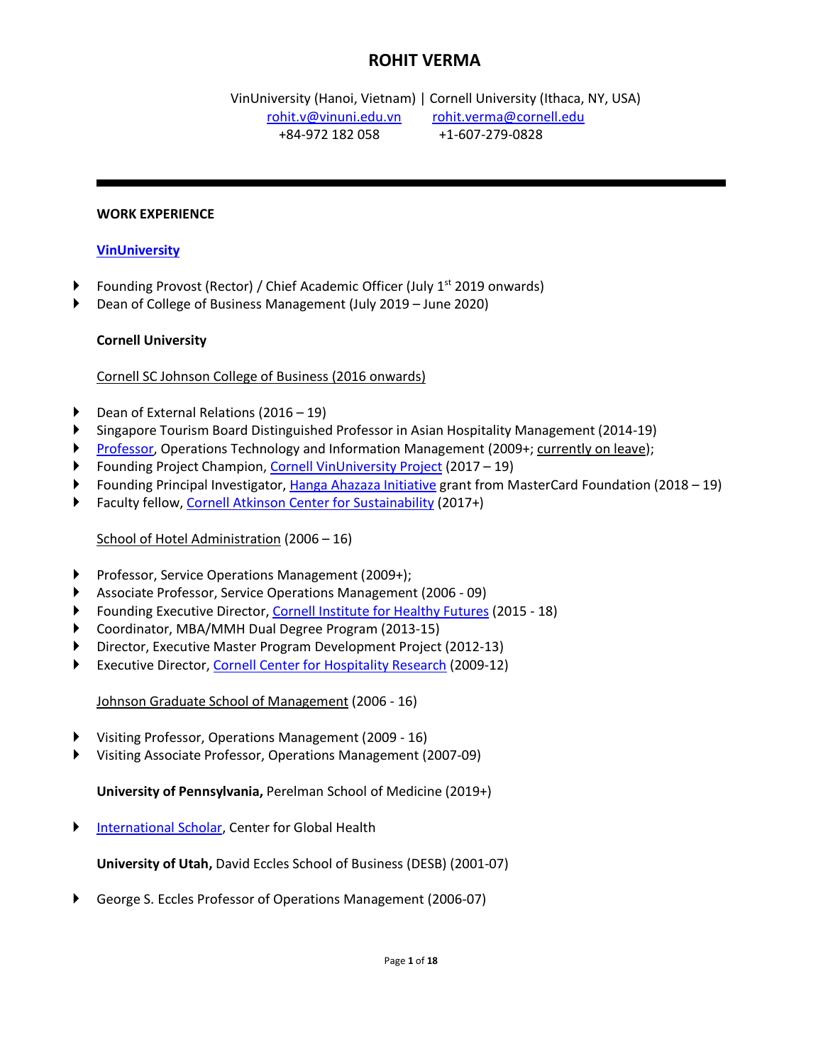# ROHIT VERMA

VinUniversity (Hanoi, Vietnam) | Cornell University (Ithaca, NY, USA)
rohit.v@vinuni.edu.vn rohit.verma@cornell.edu
+84-972 182 058 +1-607-279-0828

---

## WORK EXPERIENCE

### VinUniversity

- Founding Provost (Rector) / Chief Academic Officer (July 1st 2019 onwards)
- Dean of College of Business Management (July 2019 – June 2020)

### Cornell University

Cornell SC Johnson College of Business (2016 onwards)

- Dean of External Relations (2016 – 19)
- Singapore Tourism Board Distinguished Professor in Asian Hospitality Management (2014-19)
- Professor, Operations Technology and Information Management (2009+; currently on leave);
- Founding Project Champion, Cornell VinUniversity Project (2017 – 19)
- Founding Principal Investigator, Hanga Ahazaza Initiative grant from MasterCard Foundation (2018 – 19)
- Faculty fellow, Cornell Atkinson Center for Sustainability (2017+)

School of Hotel Administration (2006 – 16)

- Professor, Service Operations Management (2009+);
- Associate Professor, Service Operations Management (2006 - 09)
- Founding Executive Director, Cornell Institute for Healthy Futures (2015 - 18)
- Coordinator, MBA/MMH Dual Degree Program (2013-15)
- Director, Executive Master Program Development Project (2012-13)
- Executive Director, Cornell Center for Hospitality Research (2009-12)

Johnson Graduate School of Management (2006 - 16)

- Visiting Professor, Operations Management (2009 - 16)
- Visiting Associate Professor, Operations Management (2007-09)

**University of Pennsylvania,** Perelman School of Medicine (2019+)

- International Scholar, Center for Global Health

**University of Utah,** David Eccles School of Business (DESB) (2001-07)

- George S. Eccles Professor of Operations Management (2006-07)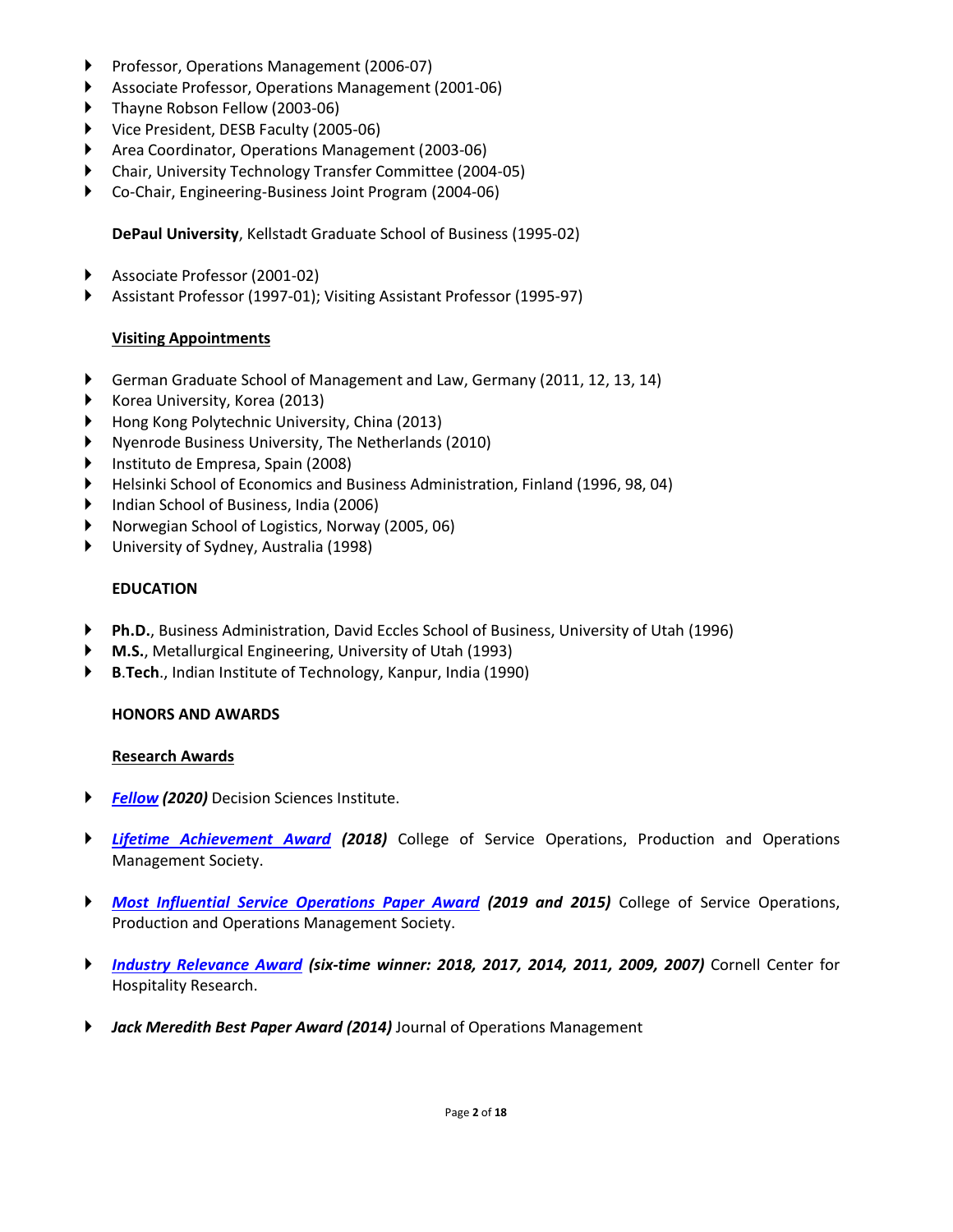- Professor, Operations Management (2006-07)
- Associate Professor, Operations Management (2001-06)
- Thayne Robson Fellow (2003-06)
- Vice President, DESB Faculty (2005-06)
- Area Coordinator, Operations Management (2003-06)
- Chair, University Technology Transfer Committee (2004-05)
- Co-Chair, Engineering-Business Joint Program (2004-06)

**DePaul University**, Kellstadt Graduate School of Business (1995-02)

- Associate Professor (2001-02)
- Assistant Professor (1997-01); Visiting Assistant Professor (1995-97)

### Visiting Appointments

- German Graduate School of Management and Law, Germany (2011, 12, 13, 14)
- Korea University, Korea (2013)
- Hong Kong Polytechnic University, China (2013)
- Nyenrode Business University, The Netherlands (2010)
- Instituto de Empresa, Spain (2008)
- Helsinki School of Economics and Business Administration, Finland (1996, 98, 04)
- Indian School of Business, India (2006)
- Norwegian School of Logistics, Norway (2005, 06)
- University of Sydney, Australia (1998)

## EDUCATION

- **Ph.D.**, Business Administration, David Eccles School of Business, University of Utah (1996)
- **M.S.**, Metallurgical Engineering, University of Utah (1993)
- **B.Tech.**, Indian Institute of Technology, Kanpur, India (1990)

## HONORS AND AWARDS

### Research Awards

- ***Fellow*** ***(2020)*** Decision Sciences Institute.
- ***Lifetime Achievement Award*** ***(2018)*** College of Service Operations, Production and Operations Management Society.
- ***Most Influential Service Operations Paper Award*** ***(2019 and 2015)*** College of Service Operations, Production and Operations Management Society.
- ***Industry Relevance Award*** ***(six-time winner: 2018, 2017, 2014, 2011, 2009, 2007)*** Cornell Center for Hospitality Research.
- ***Jack Meredith Best Paper Award (2014)*** Journal of Operations Management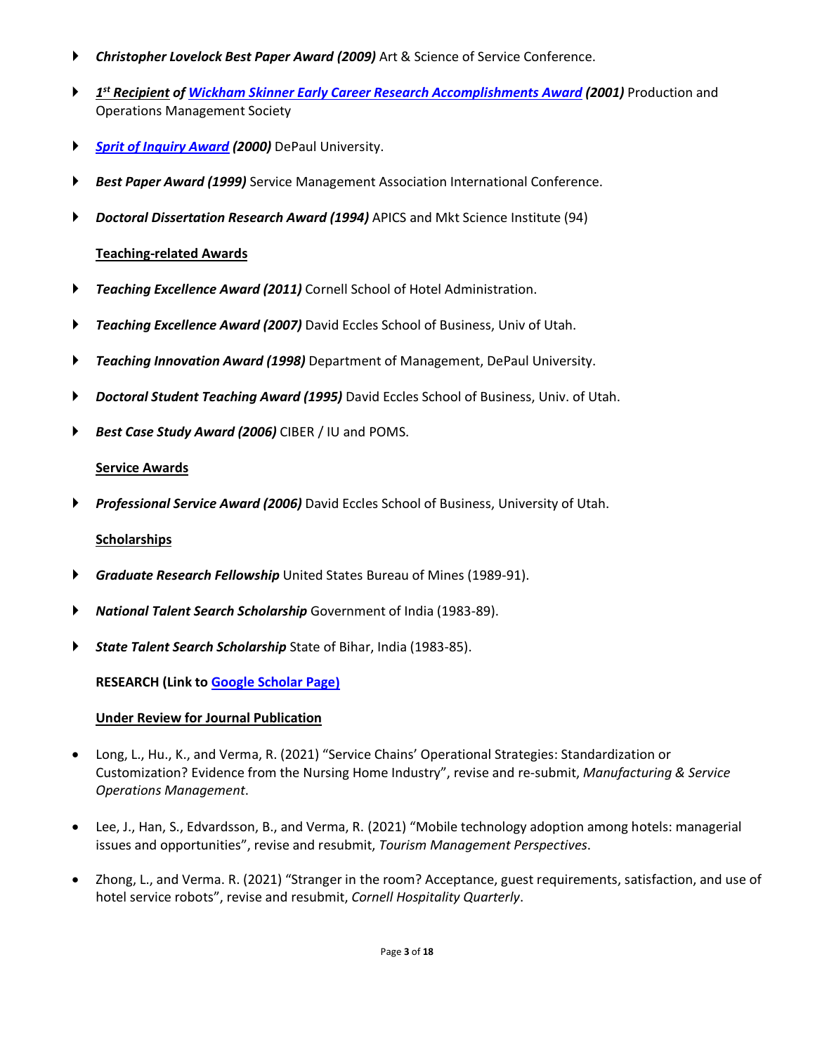- ***Christopher Lovelock Best Paper Award (2009)*** Art & Science of Service Conference.
- ***1[st] Recipient of Wickham Skinner Early Career Research Accomplishments Award (2001)*** Production and Operations Management Society
- ***Sprit of Inquiry Award (2000)*** DePaul University.
- ***Best Paper Award (1999)*** Service Management Association International Conference.
- ***Doctoral Dissertation Research Award (1994)*** APICS and Mkt Science Institute (94)

**Teaching-related Awards**

- ***Teaching Excellence Award (2011)*** Cornell School of Hotel Administration.
- ***Teaching Excellence Award (2007)*** David Eccles School of Business, Univ of Utah.
- ***Teaching Innovation Award (1998)*** Department of Management, DePaul University.
- ***Doctoral Student Teaching Award (1995)*** David Eccles School of Business, Univ. of Utah.
- ***Best Case Study Award (2006)*** CIBER / IU and POMS.

**Service Awards**

- ***Professional Service Award (2006)*** David Eccles School of Business, University of Utah.

**Scholarships**

- ***Graduate Research Fellowship*** United States Bureau of Mines (1989-91).
- ***National Talent Search Scholarship*** Government of India (1983-89).
- ***State Talent Search Scholarship*** State of Bihar, India (1983-85).

**RESEARCH (Link to Google Scholar Page)**

**Under Review for Journal Publication**

- Long, L., Hu., K., and Verma, R. (2021) "Service Chains' Operational Strategies: Standardization or Customization? Evidence from the Nursing Home Industry", revise and re-submit, *Manufacturing & Service Operations Management*.
- Lee, J., Han, S., Edvardsson, B., and Verma, R. (2021) "Mobile technology adoption among hotels: managerial issues and opportunities", revise and resubmit, *Tourism Management Perspectives*.
- Zhong, L., and Verma. R. (2021) "Stranger in the room? Acceptance, guest requirements, satisfaction, and use of hotel service robots", revise and resubmit, *Cornell Hospitality Quarterly*.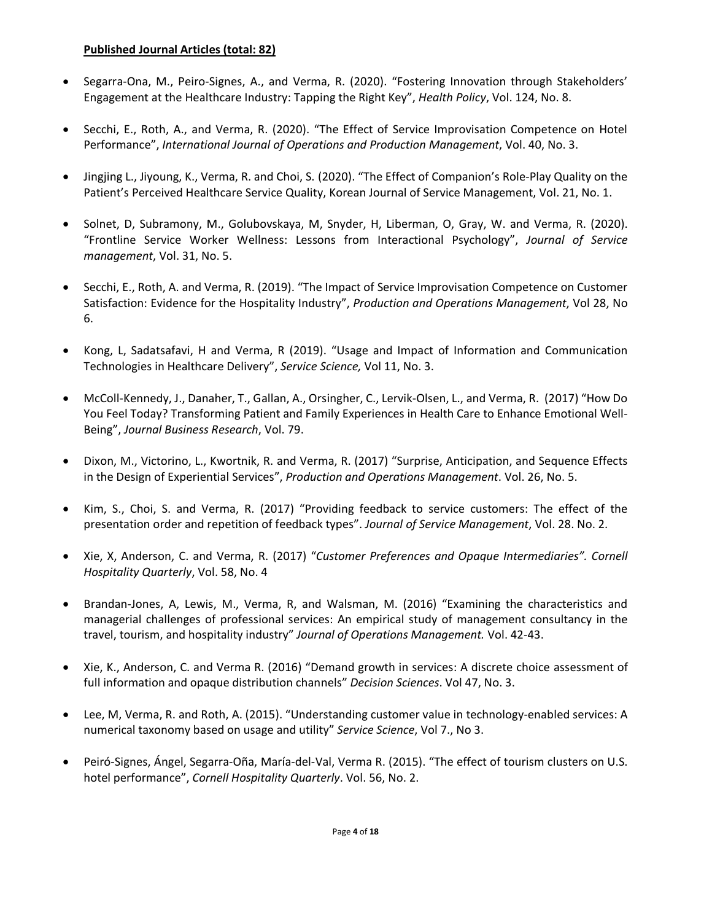**Published Journal Articles (total: 82)**

- Segarra-Ona, M., Peiro-Signes, A., and Verma, R. (2020). "Fostering Innovation through Stakeholders' Engagement at the Healthcare Industry: Tapping the Right Key", *Health Policy*, Vol. 124, No. 8.

- Secchi, E., Roth, A., and Verma, R. (2020). "The Effect of Service Improvisation Competence on Hotel Performance", *International Journal of Operations and Production Management*, Vol. 40, No. 3.

- Jingjing L., Jiyoung, K., Verma, R. and Choi, S. (2020). "The Effect of Companion's Role-Play Quality on the Patient's Perceived Healthcare Service Quality, Korean Journal of Service Management, Vol. 21, No. 1.

- Solnet, D, Subramony, M., Golubovskaya, M, Snyder, H, Liberman, O, Gray, W. and Verma, R. (2020). "Frontline Service Worker Wellness: Lessons from Interactional Psychology", *Journal of Service management*, Vol. 31, No. 5.

- Secchi, E., Roth, A. and Verma, R. (2019). "The Impact of Service Improvisation Competence on Customer Satisfaction: Evidence for the Hospitality Industry", *Production and Operations Management*, Vol 28, No 6.

- Kong, L, Sadatsafavi, H and Verma, R (2019). "Usage and Impact of Information and Communication Technologies in Healthcare Delivery", *Service Science,* Vol 11, No. 3.

- McColl-Kennedy, J., Danaher, T., Gallan, A., Orsingher, C., Lervik-Olsen, L., and Verma, R. (2017) "How Do You Feel Today? Transforming Patient and Family Experiences in Health Care to Enhance Emotional Well-Being", *Journal Business Research*, Vol. 79.

- Dixon, M., Victorino, L., Kwortnik, R. and Verma, R. (2017) "Surprise, Anticipation, and Sequence Effects in the Design of Experiential Services", *Production and Operations Management*. Vol. 26, No. 5.

- Kim, S., Choi, S. and Verma, R. (2017) "Providing feedback to service customers: The effect of the presentation order and repetition of feedback types". *Journal of Service Management*, Vol. 28. No. 2.

- Xie, X, Anderson, C. and Verma, R. (2017) "*Customer Preferences and Opaque Intermediaries". Cornell Hospitality Quarterly*, Vol. 58, No. 4

- Brandan-Jones, A, Lewis, M., Verma, R, and Walsman, M. (2016) "Examining the characteristics and managerial challenges of professional services: An empirical study of management consultancy in the travel, tourism, and hospitality industry" *Journal of Operations Management.* Vol. 42-43.

- Xie, K., Anderson, C. and Verma R. (2016) "Demand growth in services: A discrete choice assessment of full information and opaque distribution channels" *Decision Sciences*. Vol 47, No. 3.

- Lee, M, Verma, R. and Roth, A. (2015). "Understanding customer value in technology-enabled services: A numerical taxonomy based on usage and utility" *Service Science*, Vol 7., No 3.

- Peiró-Signes, Ángel, Segarra-Oña, María-del-Val, Verma R. (2015). "The effect of tourism clusters on U.S. hotel performance", *Cornell Hospitality Quarterly*. Vol. 56, No. 2.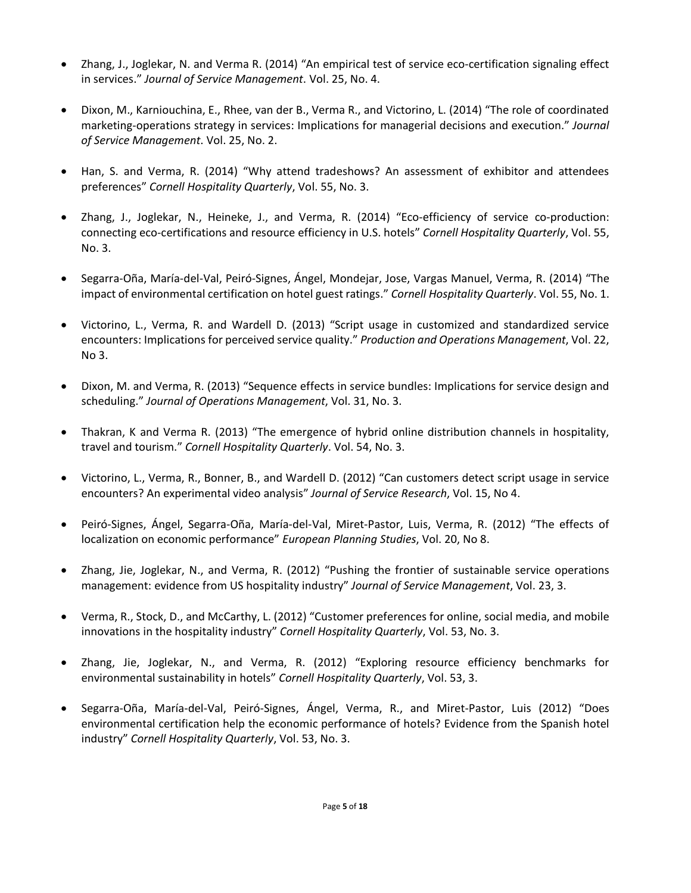- Zhang, J., Joglekar, N. and Verma R. (2014) "An empirical test of service eco-certification signaling effect in services." *Journal of Service Management*. Vol. 25, No. 4.

- Dixon, M., Karniouchina, E., Rhee, van der B., Verma R., and Victorino, L. (2014) "The role of coordinated marketing-operations strategy in services: Implications for managerial decisions and execution." *Journal of Service Management*. Vol. 25, No. 2.

- Han, S. and Verma, R. (2014) "Why attend tradeshows? An assessment of exhibitor and attendees preferences" *Cornell Hospitality Quarterly*, Vol. 55, No. 3.

- Zhang, J., Joglekar, N., Heineke, J., and Verma, R. (2014) "Eco-efficiency of service co-production: connecting eco-certifications and resource efficiency in U.S. hotels" *Cornell Hospitality Quarterly*, Vol. 55, No. 3.

- Segarra-Oña, María-del-Val, Peiró-Signes, Ángel, Mondejar, Jose, Vargas Manuel, Verma, R. (2014) "The impact of environmental certification on hotel guest ratings." *Cornell Hospitality Quarterly*. Vol. 55, No. 1.

- Victorino, L., Verma, R. and Wardell D. (2013) "Script usage in customized and standardized service encounters: Implications for perceived service quality." *Production and Operations Management*, Vol. 22, No 3.

- Dixon, M. and Verma, R. (2013) "Sequence effects in service bundles: Implications for service design and scheduling." *Journal of Operations Management*, Vol. 31, No. 3.

- Thakran, K and Verma R. (2013) "The emergence of hybrid online distribution channels in hospitality, travel and tourism." *Cornell Hospitality Quarterly*. Vol. 54, No. 3.

- Victorino, L., Verma, R., Bonner, B., and Wardell D. (2012) "Can customers detect script usage in service encounters? An experimental video analysis" *Journal of Service Research*, Vol. 15, No 4.

- Peiró-Signes, Ángel, Segarra-Oña, María-del-Val, Miret-Pastor, Luis, Verma, R. (2012) "The effects of localization on economic performance" *European Planning Studies*, Vol. 20, No 8.

- Zhang, Jie, Joglekar, N., and Verma, R. (2012) "Pushing the frontier of sustainable service operations management: evidence from US hospitality industry" *Journal of Service Management*, Vol. 23, 3.

- Verma, R., Stock, D., and McCarthy, L. (2012) "Customer preferences for online, social media, and mobile innovations in the hospitality industry" *Cornell Hospitality Quarterly*, Vol. 53, No. 3.

- Zhang, Jie, Joglekar, N., and Verma, R. (2012) "Exploring resource efficiency benchmarks for environmental sustainability in hotels" *Cornell Hospitality Quarterly*, Vol. 53, 3.

- Segarra-Oña, María-del-Val, Peiró-Signes, Ángel, Verma, R., and Miret-Pastor, Luis (2012) "Does environmental certification help the economic performance of hotels? Evidence from the Spanish hotel industry" *Cornell Hospitality Quarterly*, Vol. 53, No. 3.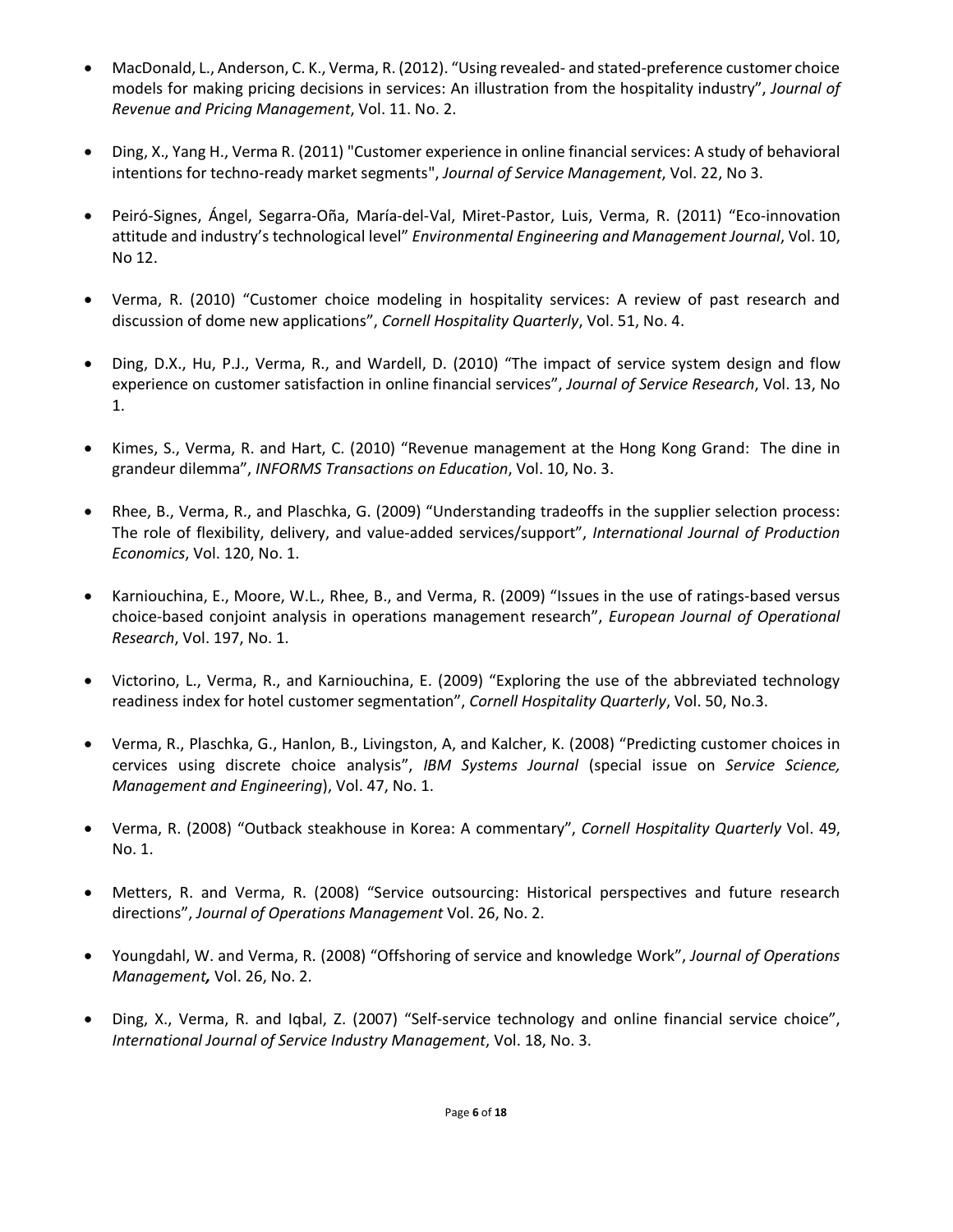- MacDonald, L., Anderson, C. K., Verma, R. (2012). "Using revealed- and stated-preference customer choice models for making pricing decisions in services: An illustration from the hospitality industry", *Journal of Revenue and Pricing Management*, Vol. 11. No. 2.

- Ding, X., Yang H., Verma R. (2011) "Customer experience in online financial services: A study of behavioral intentions for techno-ready market segments", *Journal of Service Management*, Vol. 22, No 3.

- Peiró-Signes, Ángel, Segarra-Oña, María-del-Val, Miret-Pastor, Luis, Verma, R. (2011) "Eco-innovation attitude and industry's technological level" *Environmental Engineering and Management Journal*, Vol. 10, No 12.

- Verma, R. (2010) "Customer choice modeling in hospitality services: A review of past research and discussion of dome new applications", *Cornell Hospitality Quarterly*, Vol. 51, No. 4.

- Ding, D.X., Hu, P.J., Verma, R., and Wardell, D. (2010) "The impact of service system design and flow experience on customer satisfaction in online financial services", *Journal of Service Research*, Vol. 13, No 1.

- Kimes, S., Verma, R. and Hart, C. (2010) "Revenue management at the Hong Kong Grand: The dine in grandeur dilemma", *INFORMS Transactions on Education*, Vol. 10, No. 3.

- Rhee, B., Verma, R., and Plaschka, G. (2009) "Understanding tradeoffs in the supplier selection process: The role of flexibility, delivery, and value-added services/support", *International Journal of Production Economics*, Vol. 120, No. 1.

- Karniouchina, E., Moore, W.L., Rhee, B., and Verma, R. (2009) "Issues in the use of ratings-based versus choice-based conjoint analysis in operations management research", *European Journal of Operational Research*, Vol. 197, No. 1.

- Victorino, L., Verma, R., and Karniouchina, E. (2009) "Exploring the use of the abbreviated technology readiness index for hotel customer segmentation", *Cornell Hospitality Quarterly*, Vol. 50, No.3.

- Verma, R., Plaschka, G., Hanlon, B., Livingston, A, and Kalcher, K. (2008) "Predicting customer choices in cervices using discrete choice analysis", *IBM Systems Journal* (special issue on *Service Science, Management and Engineering*), Vol. 47, No. 1.

- Verma, R. (2008) "Outback steakhouse in Korea: A commentary", *Cornell Hospitality Quarterly* Vol. 49, No. 1.

- Metters, R. and Verma, R. (2008) "Service outsourcing: Historical perspectives and future research directions", *Journal of Operations Management* Vol. 26, No. 2.

- Youngdahl, W. and Verma, R. (2008) "Offshoring of service and knowledge Work", *Journal of Operations Management*, Vol. 26, No. 2.

- Ding, X., Verma, R. and Iqbal, Z. (2007) "Self-service technology and online financial service choice", *International Journal of Service Industry Management*, Vol. 18, No. 3.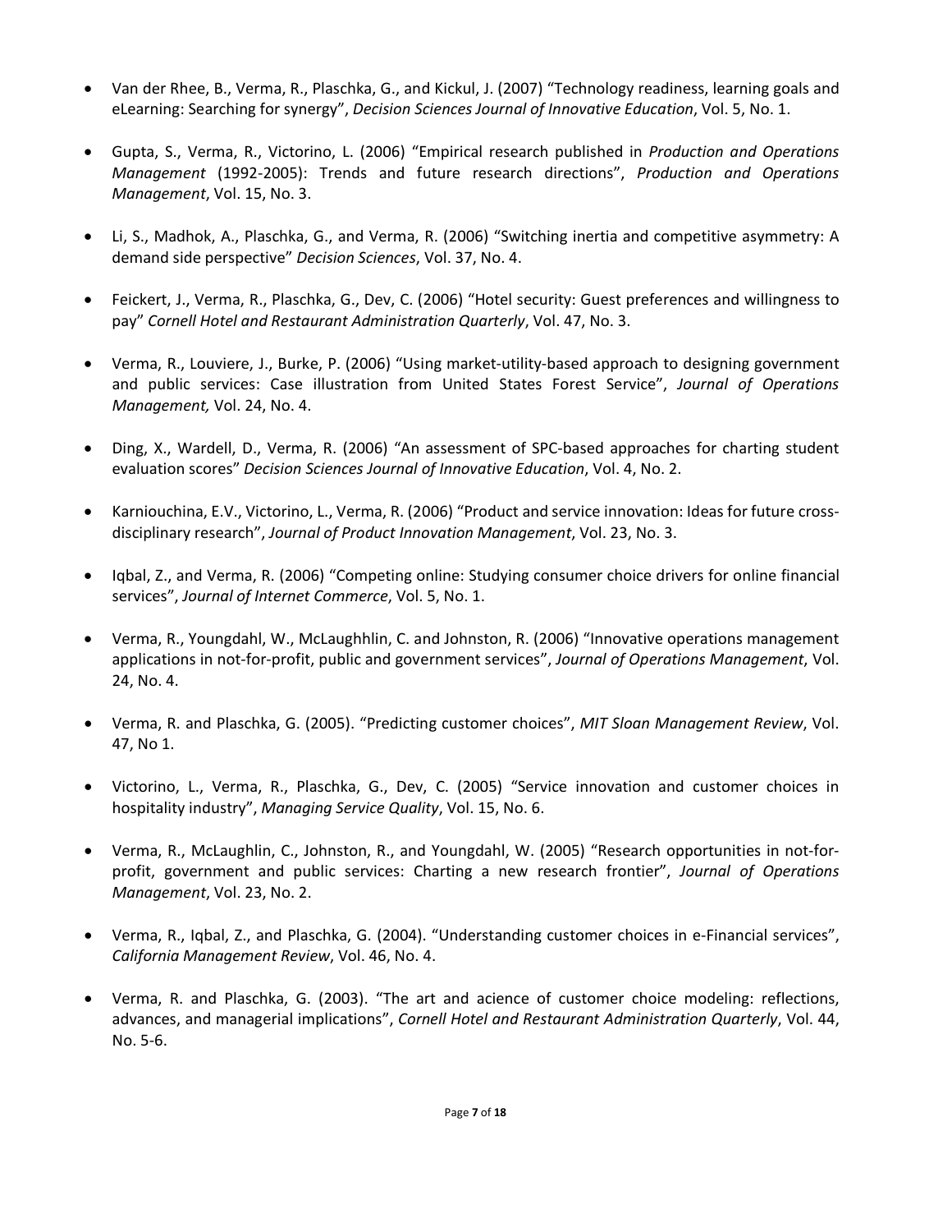- Van der Rhee, B., Verma, R., Plaschka, G., and Kickul, J. (2007) "Technology readiness, learning goals and eLearning: Searching for synergy", *Decision Sciences Journal of Innovative Education*, Vol. 5, No. 1.

- Gupta, S., Verma, R., Victorino, L. (2006) "Empirical research published in *Production and Operations Management* (1992-2005): Trends and future research directions", *Production and Operations Management*, Vol. 15, No. 3.

- Li, S., Madhok, A., Plaschka, G., and Verma, R. (2006) "Switching inertia and competitive asymmetry: A demand side perspective" *Decision Sciences*, Vol. 37, No. 4.

- Feickert, J., Verma, R., Plaschka, G., Dev, C. (2006) "Hotel security: Guest preferences and willingness to pay" *Cornell Hotel and Restaurant Administration Quarterly*, Vol. 47, No. 3.

- Verma, R., Louviere, J., Burke, P. (2006) "Using market-utility-based approach to designing government and public services: Case illustration from United States Forest Service", *Journal of Operations Management,* Vol. 24, No. 4.

- Ding, X., Wardell, D., Verma, R. (2006) "An assessment of SPC-based approaches for charting student evaluation scores" *Decision Sciences Journal of Innovative Education*, Vol. 4, No. 2.

- Karniouchina, E.V., Victorino, L., Verma, R. (2006) "Product and service innovation: Ideas for future cross-disciplinary research", *Journal of Product Innovation Management*, Vol. 23, No. 3.

- Iqbal, Z., and Verma, R. (2006) "Competing online: Studying consumer choice drivers for online financial services", *Journal of Internet Commerce*, Vol. 5, No. 1.

- Verma, R., Youngdahl, W., McLaughhlin, C. and Johnston, R. (2006) "Innovative operations management applications in not-for-profit, public and government services", *Journal of Operations Management*, Vol. 24, No. 4.

- Verma, R. and Plaschka, G. (2005). "Predicting customer choices", *MIT Sloan Management Review*, Vol. 47, No 1.

- Victorino, L., Verma, R., Plaschka, G., Dev, C. (2005) "Service innovation and customer choices in hospitality industry", *Managing Service Quality*, Vol. 15, No. 6.

- Verma, R., McLaughlin, C., Johnston, R., and Youngdahl, W. (2005) "Research opportunities in not-for-profit, government and public services: Charting a new research frontier", *Journal of Operations Management*, Vol. 23, No. 2.

- Verma, R., Iqbal, Z., and Plaschka, G. (2004). "Understanding customer choices in e-Financial services", *California Management Review*, Vol. 46, No. 4.

- Verma, R. and Plaschka, G. (2003). "The art and acience of customer choice modeling: reflections, advances, and managerial implications", *Cornell Hotel and Restaurant Administration Quarterly*, Vol. 44, No. 5-6.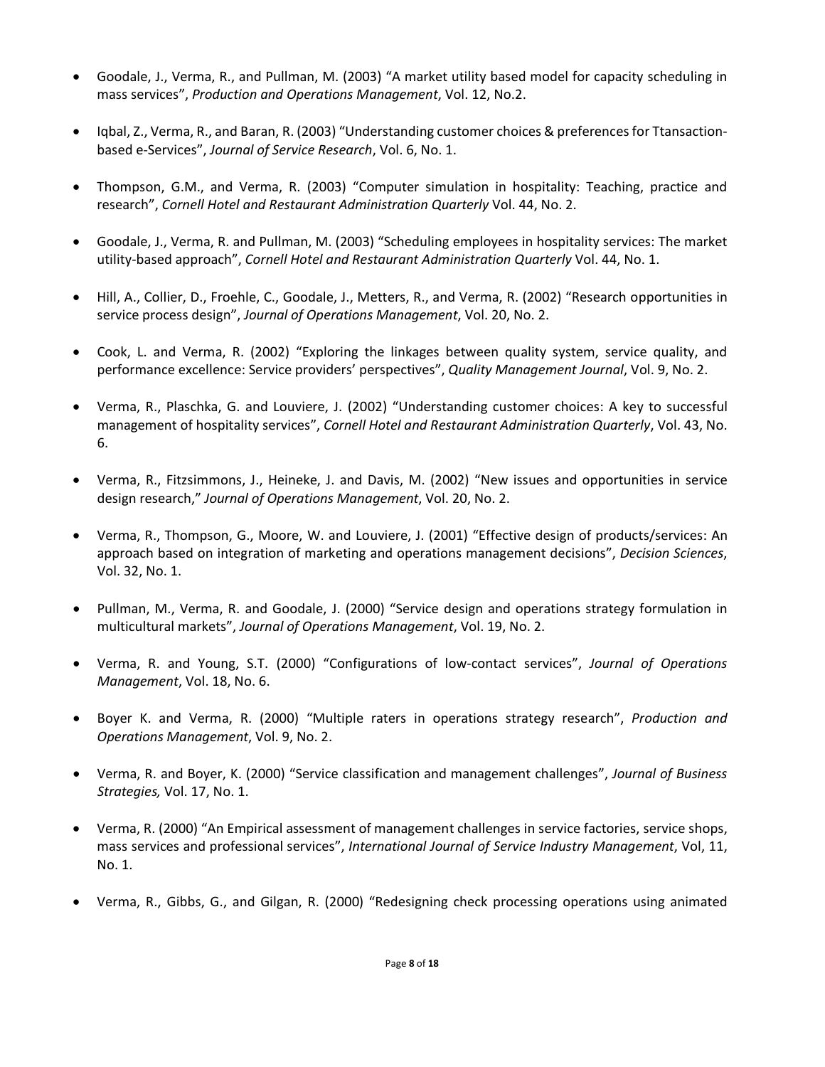- Goodale, J., Verma, R., and Pullman, M. (2003) "A market utility based model for capacity scheduling in mass services", *Production and Operations Management*, Vol. 12, No.2.

- Iqbal, Z., Verma, R., and Baran, R. (2003) "Understanding customer choices & preferences for Ttansaction-based e-Services", *Journal of Service Research*, Vol. 6, No. 1.

- Thompson, G.M., and Verma, R. (2003) "Computer simulation in hospitality: Teaching, practice and research", *Cornell Hotel and Restaurant Administration Quarterly* Vol. 44, No. 2.

- Goodale, J., Verma, R. and Pullman, M. (2003) "Scheduling employees in hospitality services: The market utility-based approach", *Cornell Hotel and Restaurant Administration Quarterly* Vol. 44, No. 1.

- Hill, A., Collier, D., Froehle, C., Goodale, J., Metters, R., and Verma, R. (2002) "Research opportunities in service process design", *Journal of Operations Management*, Vol. 20, No. 2.

- Cook, L. and Verma, R. (2002) "Exploring the linkages between quality system, service quality, and performance excellence: Service providers' perspectives", *Quality Management Journal*, Vol. 9, No. 2.

- Verma, R., Plaschka, G. and Louviere, J. (2002) "Understanding customer choices: A key to successful management of hospitality services", *Cornell Hotel and Restaurant Administration Quarterly*, Vol. 43, No. 6.

- Verma, R., Fitzsimmons, J., Heineke, J. and Davis, M. (2002) "New issues and opportunities in service design research," *Journal of Operations Management*, Vol. 20, No. 2.

- Verma, R., Thompson, G., Moore, W. and Louviere, J. (2001) "Effective design of products/services: An approach based on integration of marketing and operations management decisions", *Decision Sciences*, Vol. 32, No. 1.

- Pullman, M., Verma, R. and Goodale, J. (2000) "Service design and operations strategy formulation in multicultural markets", *Journal of Operations Management*, Vol. 19, No. 2.

- Verma, R. and Young, S.T. (2000) "Configurations of low-contact services", *Journal of Operations Management*, Vol. 18, No. 6.

- Boyer K. and Verma, R. (2000) "Multiple raters in operations strategy research", *Production and Operations Management*, Vol. 9, No. 2.

- Verma, R. and Boyer, K. (2000) "Service classification and management challenges", *Journal of Business Strategies,* Vol. 17, No. 1.

- Verma, R. (2000) "An Empirical assessment of management challenges in service factories, service shops, mass services and professional services", *International Journal of Service Industry Management*, Vol, 11, No. 1.

- Verma, R., Gibbs, G., and Gilgan, R. (2000) "Redesigning check processing operations using animated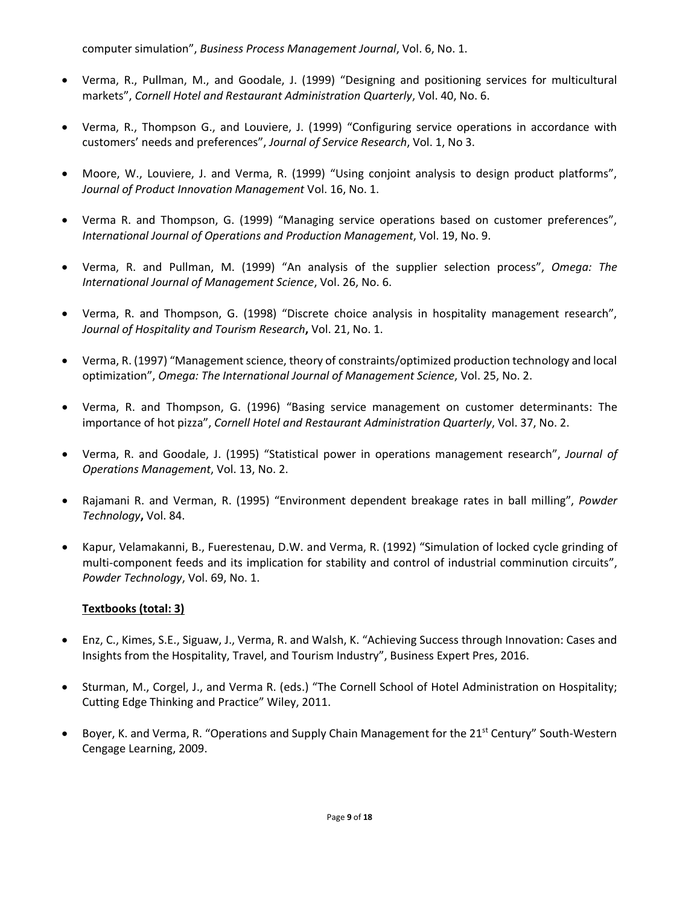computer simulation", *Business Process Management Journal*, Vol. 6, No. 1.

- Verma, R., Pullman, M., and Goodale, J. (1999) "Designing and positioning services for multicultural markets", *Cornell Hotel and Restaurant Administration Quarterly*, Vol. 40, No. 6.

- Verma, R., Thompson G., and Louviere, J. (1999) "Configuring service operations in accordance with customers' needs and preferences", *Journal of Service Research*, Vol. 1, No 3.

- Moore, W., Louviere, J. and Verma, R. (1999) "Using conjoint analysis to design product platforms", *Journal of Product Innovation Management* Vol. 16, No. 1.

- Verma R. and Thompson, G. (1999) "Managing service operations based on customer preferences", *International Journal of Operations and Production Management*, Vol. 19, No. 9.

- Verma, R. and Pullman, M. (1999) "An analysis of the supplier selection process", *Omega: The International Journal of Management Science*, Vol. 26, No. 6.

- Verma, R. and Thompson, G. (1998) "Discrete choice analysis in hospitality management research", *Journal of Hospitality and Tourism Research***,** Vol. 21, No. 1.

- Verma, R. (1997) "Management science, theory of constraints/optimized production technology and local optimization", *Omega: The International Journal of Management Science*, Vol. 25, No. 2.

- Verma, R. and Thompson, G. (1996) "Basing service management on customer determinants: The importance of hot pizza", *Cornell Hotel and Restaurant Administration Quarterly*, Vol. 37, No. 2.

- Verma, R. and Goodale, J. (1995) "Statistical power in operations management research", *Journal of Operations Management*, Vol. 13, No. 2.

- Rajamani R. and Verman, R. (1995) "Environment dependent breakage rates in ball milling", *Powder Technology***,** Vol. 84.

- Kapur, Velamakanni, B., Fuerestenau, D.W. and Verma, R. (1992) "Simulation of locked cycle grinding of multi-component feeds and its implication for stability and control of industrial comminution circuits", *Powder Technology*, Vol. 69, No. 1.

**Textbooks (total: 3)**

- Enz, C., Kimes, S.E., Siguaw, J., Verma, R. and Walsh, K. "Achieving Success through Innovation: Cases and Insights from the Hospitality, Travel, and Tourism Industry", Business Expert Pres, 2016.

- Sturman, M., Corgel, J., and Verma R. (eds.) "The Cornell School of Hotel Administration on Hospitality; Cutting Edge Thinking and Practice" Wiley, 2011.

- Boyer, K. and Verma, R. "Operations and Supply Chain Management for the 21st Century" South-Western Cengage Learning, 2009.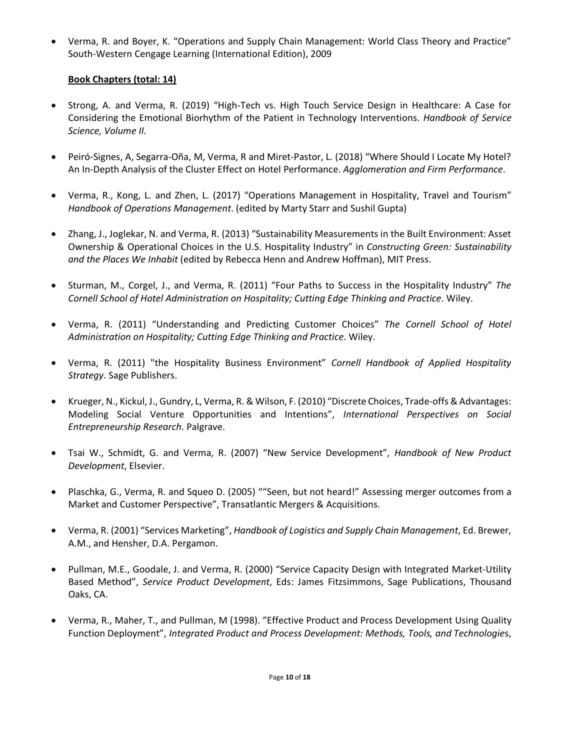- Verma, R. and Boyer, K. "Operations and Supply Chain Management: World Class Theory and Practice" South-Western Cengage Learning (International Edition), 2009

**Book Chapters (total: 14)**

- Strong, A. and Verma, R. (2019) "High-Tech vs. High Touch Service Design in Healthcare: A Case for Considering the Emotional Biorhythm of the Patient in Technology Interventions. *Handbook of Service Science, Volume II.*

- Peiró-Signes, A, Segarra-Oña, M, Verma, R and Miret-Pastor, L. (2018) "Where Should I Locate My Hotel? An In-Depth Analysis of the Cluster Effect on Hotel Performance. *Agglomeration and Firm Performance*.

- Verma, R., Kong, L. and Zhen, L. (2017) "Operations Management in Hospitality, Travel and Tourism" *Handbook of Operations Management*. (edited by Marty Starr and Sushil Gupta)

- Zhang, J., Joglekar, N. and Verma, R. (2013) "Sustainability Measurements in the Built Environment: Asset Ownership & Operational Choices in the U.S. Hospitality Industry" in *Constructing Green: Sustainability and the Places We Inhabit* (edited by Rebecca Henn and Andrew Hoffman), MIT Press.

- Sturman, M., Corgel, J., and Verma, R. (2011) "Four Paths to Success in the Hospitality Industry" *The Cornell School of Hotel Administration on Hospitality; Cutting Edge Thinking and Practice*. Wiley.

- Verma, R. (2011) "Understanding and Predicting Customer Choices" *The Cornell School of Hotel Administration on Hospitality; Cutting Edge Thinking and Practice*. Wiley.

- Verma, R. (2011) "the Hospitality Business Environment" *Cornell Handbook of Applied Hospitality Strategy*. Sage Publishers.

- Krueger, N., Kickul, J., Gundry, L, Verma, R. & Wilson, F. (2010) "Discrete Choices, Trade-offs & Advantages: Modeling Social Venture Opportunities and Intentions", *International Perspectives on Social Entrepreneurship Research*. Palgrave.

- Tsai W., Schmidt, G. and Verma, R. (2007) "New Service Development", *Handbook of New Product Development*, Elsevier.

- Plaschka, G., Verma, R. and Squeo D. (2005) ""Seen, but not heard!" Assessing merger outcomes from a Market and Customer Perspective", Transatlantic Mergers & Acquisitions.

- Verma, R. (2001) "Services Marketing", *Handbook of Logistics and Supply Chain Management*, Ed. Brewer, A.M., and Hensher, D.A. Pergamon.

- Pullman, M.E., Goodale, J. and Verma, R. (2000) "Service Capacity Design with Integrated Market-Utility Based Method", *Service Product Development*, Eds: James Fitzsimmons, Sage Publications, Thousand Oaks, CA.

- Verma, R., Maher, T., and Pullman, M (1998). "Effective Product and Process Development Using Quality Function Deployment", *Integrated Product and Process Development: Methods, Tools, and Technologie*s,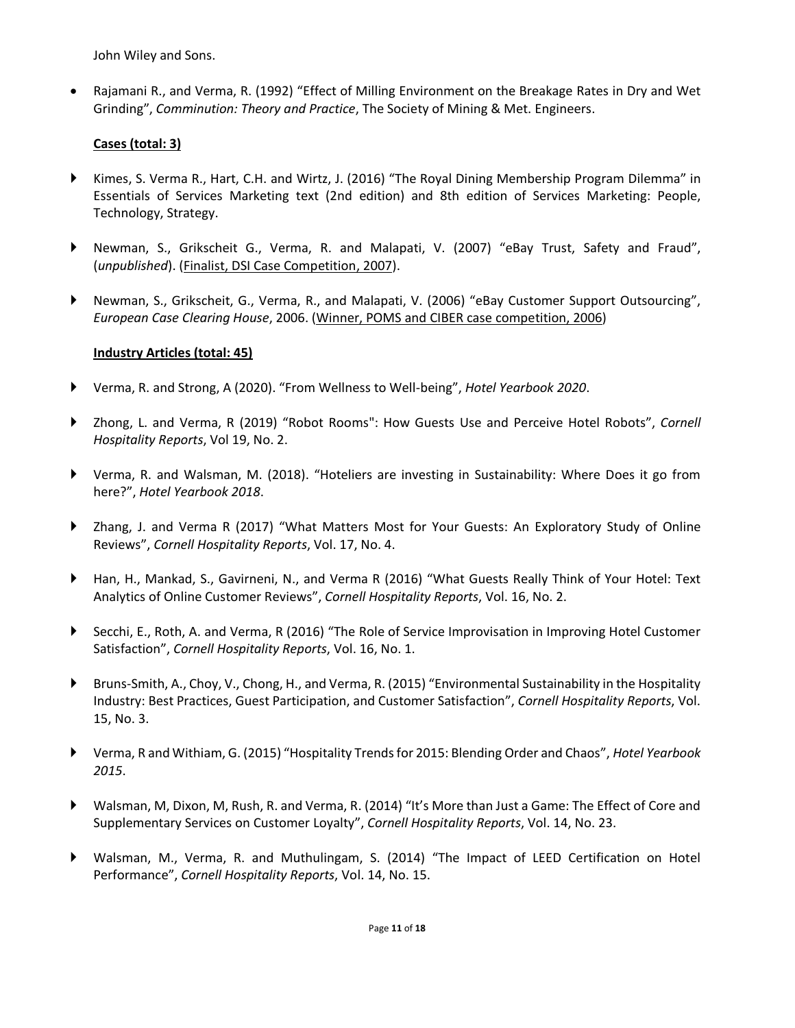John Wiley and Sons.

- Rajamani R., and Verma, R. (1992) "Effect of Milling Environment on the Breakage Rates in Dry and Wet Grinding", *Comminution: Theory and Practice*, The Society of Mining & Met. Engineers.

**Cases (total: 3)**

- Kimes, S. Verma R., Hart, C.H. and Wirtz, J. (2016) "The Royal Dining Membership Program Dilemma" in Essentials of Services Marketing text (2nd edition) and 8th edition of Services Marketing: People, Technology, Strategy.

- Newman, S., Grikscheit G., Verma, R. and Malapati, V. (2007) "eBay Trust, Safety and Fraud", (*unpublished*). (Finalist, DSI Case Competition, 2007).

- Newman, S., Grikscheit, G., Verma, R., and Malapati, V. (2006) "eBay Customer Support Outsourcing", *European Case Clearing House*, 2006. (Winner, POMS and CIBER case competition, 2006)

**Industry Articles (total: 45)**

- Verma, R. and Strong, A (2020). "From Wellness to Well-being", *Hotel Yearbook 2020*.

- Zhong, L. and Verma, R (2019) "Robot Rooms": How Guests Use and Perceive Hotel Robots", *Cornell Hospitality Reports*, Vol 19, No. 2.

- Verma, R. and Walsman, M. (2018). "Hoteliers are investing in Sustainability: Where Does it go from here?", *Hotel Yearbook 2018*.

- Zhang, J. and Verma R (2017) "What Matters Most for Your Guests: An Exploratory Study of Online Reviews", *Cornell Hospitality Reports*, Vol. 17, No. 4.

- Han, H., Mankad, S., Gavirneni, N., and Verma R (2016) "What Guests Really Think of Your Hotel: Text Analytics of Online Customer Reviews", *Cornell Hospitality Reports*, Vol. 16, No. 2.

- Secchi, E., Roth, A. and Verma, R (2016) "The Role of Service Improvisation in Improving Hotel Customer Satisfaction", *Cornell Hospitality Reports*, Vol. 16, No. 1.

- Bruns-Smith, A., Choy, V., Chong, H., and Verma, R. (2015) "Environmental Sustainability in the Hospitality Industry: Best Practices, Guest Participation, and Customer Satisfaction", *Cornell Hospitality Reports*, Vol. 15, No. 3.

- Verma, R and Withiam, G. (2015) "Hospitality Trends for 2015: Blending Order and Chaos", *Hotel Yearbook 2015*.

- Walsman, M, Dixon, M, Rush, R. and Verma, R. (2014) "It's More than Just a Game: The Effect of Core and Supplementary Services on Customer Loyalty", *Cornell Hospitality Reports*, Vol. 14, No. 23.

- Walsman, M., Verma, R. and Muthulingam, S. (2014) "The Impact of LEED Certification on Hotel Performance", *Cornell Hospitality Reports*, Vol. 14, No. 15.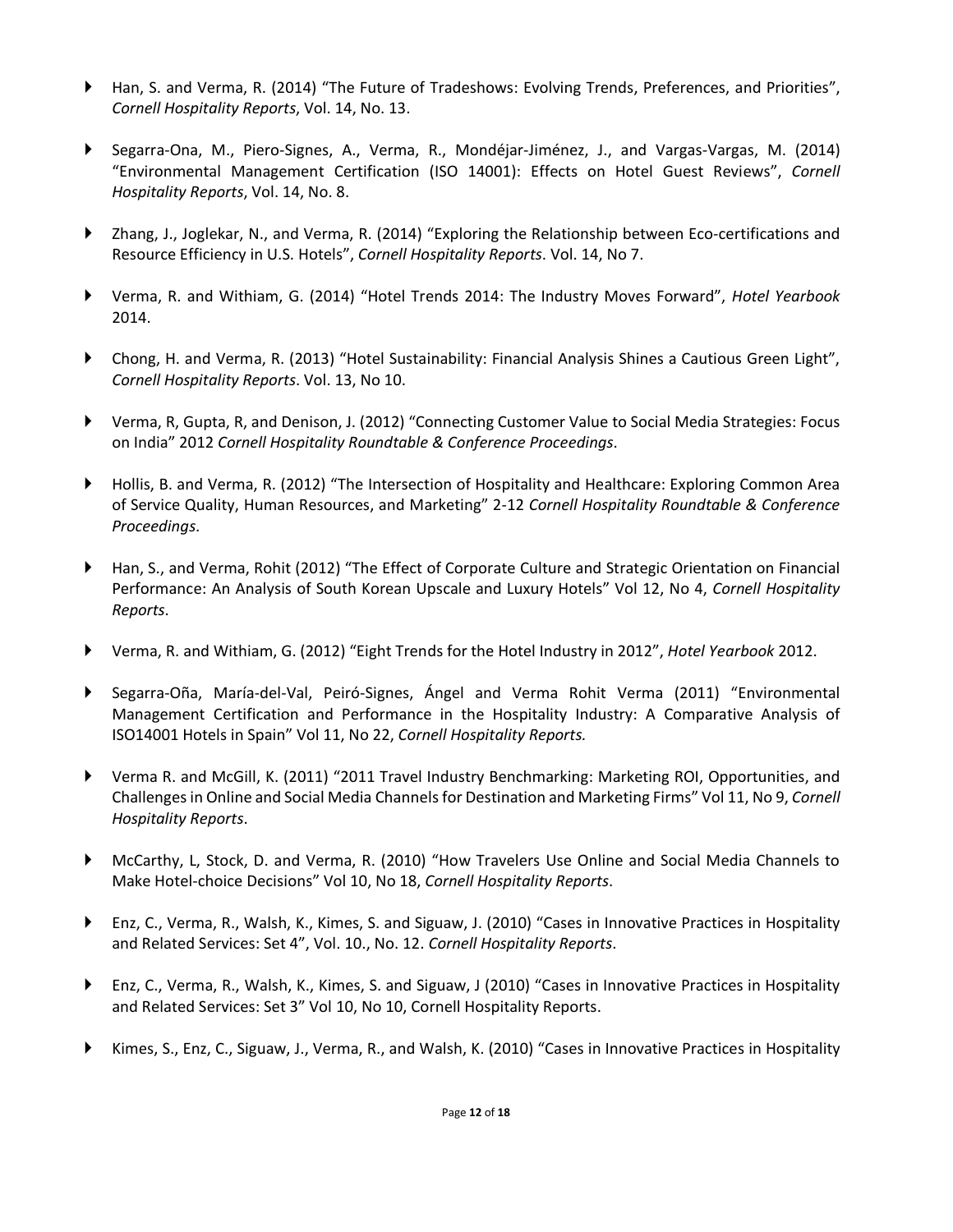- Han, S. and Verma, R. (2014) "The Future of Tradeshows: Evolving Trends, Preferences, and Priorities", *Cornell Hospitality Reports*, Vol. 14, No. 13.

- Segarra-Ona, M., Piero-Signes, A., Verma, R., Mondéjar-Jiménez, J., and Vargas-Vargas, M. (2014) "Environmental Management Certification (ISO 14001): Effects on Hotel Guest Reviews", *Cornell Hospitality Reports*, Vol. 14, No. 8.

- Zhang, J., Joglekar, N., and Verma, R. (2014) "Exploring the Relationship between Eco-certifications and Resource Efficiency in U.S. Hotels", *Cornell Hospitality Reports*. Vol. 14, No 7.

- Verma, R. and Withiam, G. (2014) "Hotel Trends 2014: The Industry Moves Forward", *Hotel Yearbook* 2014.

- Chong, H. and Verma, R. (2013) "Hotel Sustainability: Financial Analysis Shines a Cautious Green Light", *Cornell Hospitality Reports*. Vol. 13, No 10.

- Verma, R, Gupta, R, and Denison, J. (2012) "Connecting Customer Value to Social Media Strategies: Focus on India" 2012 *Cornell Hospitality Roundtable & Conference Proceedings*.

- Hollis, B. and Verma, R. (2012) "The Intersection of Hospitality and Healthcare: Exploring Common Area of Service Quality, Human Resources, and Marketing" 2-12 *Cornell Hospitality Roundtable & Conference Proceedings*.

- Han, S., and Verma, Rohit (2012) "The Effect of Corporate Culture and Strategic Orientation on Financial Performance: An Analysis of South Korean Upscale and Luxury Hotels" Vol 12, No 4, *Cornell Hospitality Reports*.

- Verma, R. and Withiam, G. (2012) "Eight Trends for the Hotel Industry in 2012", *Hotel Yearbook* 2012.

- Segarra-Oña, María-del-Val, Peiró-Signes, Ángel and Verma Rohit Verma (2011) "Environmental Management Certification and Performance in the Hospitality Industry: A Comparative Analysis of ISO14001 Hotels in Spain" Vol 11, No 22, *Cornell Hospitality Reports.*

- Verma R. and McGill, K. (2011) "2011 Travel Industry Benchmarking: Marketing ROI, Opportunities, and Challenges in Online and Social Media Channels for Destination and Marketing Firms" Vol 11, No 9, *Cornell Hospitality Reports*.

- McCarthy, L, Stock, D. and Verma, R. (2010) "How Travelers Use Online and Social Media Channels to Make Hotel-choice Decisions" Vol 10, No 18, *Cornell Hospitality Reports*.

- Enz, C., Verma, R., Walsh, K., Kimes, S. and Siguaw, J. (2010) "Cases in Innovative Practices in Hospitality and Related Services: Set 4", Vol. 10., No. 12. *Cornell Hospitality Reports*.

- Enz, C., Verma, R., Walsh, K., Kimes, S. and Siguaw, J (2010) "Cases in Innovative Practices in Hospitality and Related Services: Set 3" Vol 10, No 10, Cornell Hospitality Reports.

- Kimes, S., Enz, C., Siguaw, J., Verma, R., and Walsh, K. (2010) "Cases in Innovative Practices in Hospitality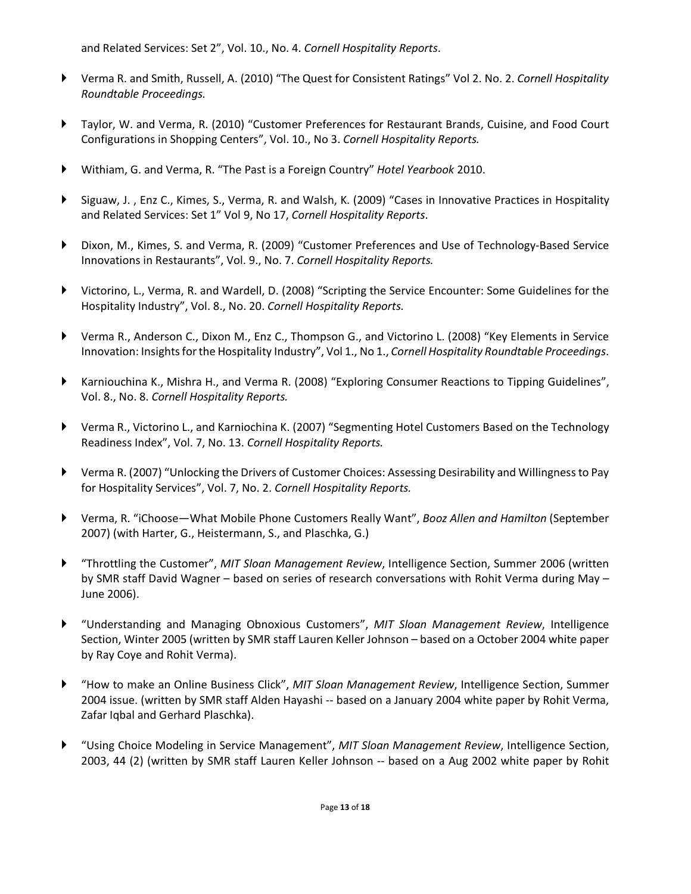and Related Services: Set 2", Vol. 10., No. 4. *Cornell Hospitality Reports*.

- Verma R. and Smith, Russell, A. (2010) "The Quest for Consistent Ratings" Vol 2. No. 2. *Cornell Hospitality Roundtable Proceedings.*
- Taylor, W. and Verma, R. (2010) "Customer Preferences for Restaurant Brands, Cuisine, and Food Court Configurations in Shopping Centers", Vol. 10., No 3. *Cornell Hospitality Reports.*
- Withiam, G. and Verma, R. "The Past is a Foreign Country" *Hotel Yearbook* 2010.
- Siguaw, J. , Enz C., Kimes, S., Verma, R. and Walsh, K. (2009) "Cases in Innovative Practices in Hospitality and Related Services: Set 1" Vol 9, No 17, *Cornell Hospitality Reports*.
- Dixon, M., Kimes, S. and Verma, R. (2009) "Customer Preferences and Use of Technology-Based Service Innovations in Restaurants", Vol. 9., No. 7. *Cornell Hospitality Reports.*
- Victorino, L., Verma, R. and Wardell, D. (2008) "Scripting the Service Encounter: Some Guidelines for the Hospitality Industry", Vol. 8., No. 20. *Cornell Hospitality Reports.*
- Verma R., Anderson C., Dixon M., Enz C., Thompson G., and Victorino L. (2008) "Key Elements in Service Innovation: Insights for the Hospitality Industry", Vol 1., No 1., *Cornell Hospitality Roundtable Proceedings*.
- Karniouchina K., Mishra H., and Verma R. (2008) "Exploring Consumer Reactions to Tipping Guidelines", Vol. 8., No. 8. *Cornell Hospitality Reports.*
- Verma R., Victorino L., and Karniochina K. (2007) "Segmenting Hotel Customers Based on the Technology Readiness Index", Vol. 7, No. 13. *Cornell Hospitality Reports.*
- Verma R. (2007) "Unlocking the Drivers of Customer Choices: Assessing Desirability and Willingness to Pay for Hospitality Services", Vol. 7, No. 2. *Cornell Hospitality Reports.*
- Verma, R. "iChoose—What Mobile Phone Customers Really Want", *Booz Allen and Hamilton* (September 2007) (with Harter, G., Heistermann, S., and Plaschka, G.)
- "Throttling the Customer", *MIT Sloan Management Review*, Intelligence Section, Summer 2006 (written by SMR staff David Wagner – based on series of research conversations with Rohit Verma during May – June 2006).
- "Understanding and Managing Obnoxious Customers", *MIT Sloan Management Review*, Intelligence Section, Winter 2005 (written by SMR staff Lauren Keller Johnson – based on a October 2004 white paper by Ray Coye and Rohit Verma).
- "How to make an Online Business Click", *MIT Sloan Management Review*, Intelligence Section, Summer 2004 issue. (written by SMR staff Alden Hayashi -- based on a January 2004 white paper by Rohit Verma, Zafar Iqbal and Gerhard Plaschka).
- "Using Choice Modeling in Service Management", *MIT Sloan Management Review*, Intelligence Section, 2003, 44 (2) (written by SMR staff Lauren Keller Johnson -- based on a Aug 2002 white paper by Rohit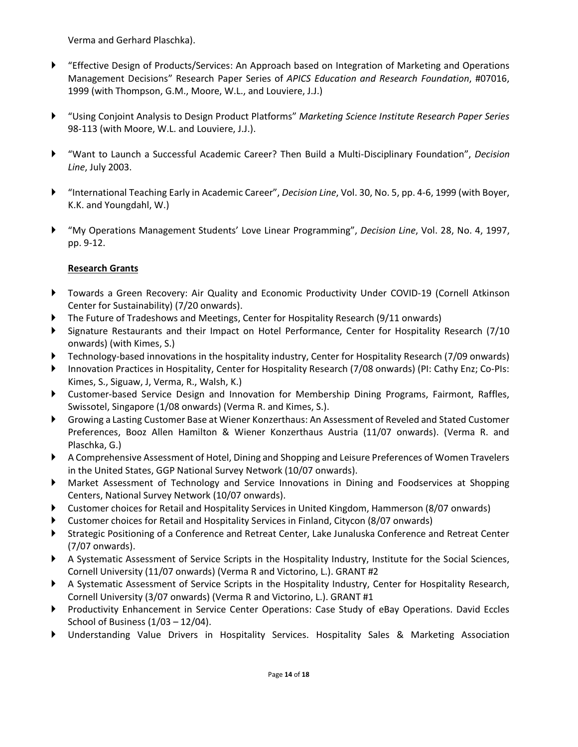Verma and Gerhard Plaschka).

- "Effective Design of Products/Services: An Approach based on Integration of Marketing and Operations Management Decisions" Research Paper Series of *APICS Education and Research Foundation*, #07016, 1999 (with Thompson, G.M., Moore, W.L., and Louviere, J.J.)

- "Using Conjoint Analysis to Design Product Platforms" *Marketing Science Institute Research Paper Series* 98-113 (with Moore, W.L. and Louviere, J.J.).

- "Want to Launch a Successful Academic Career? Then Build a Multi-Disciplinary Foundation", *Decision Line*, July 2003.

- "International Teaching Early in Academic Career", *Decision Line*, Vol. 30, No. 5, pp. 4-6, 1999 (with Boyer, K.K. and Youngdahl, W.)

- "My Operations Management Students' Love Linear Programming", *Decision Line*, Vol. 28, No. 4, 1997, pp. 9-12.

**Research Grants**

- Towards a Green Recovery: Air Quality and Economic Productivity Under COVID-19 (Cornell Atkinson Center for Sustainability) (7/20 onwards).
- The Future of Tradeshows and Meetings, Center for Hospitality Research (9/11 onwards)
- Signature Restaurants and their Impact on Hotel Performance, Center for Hospitality Research (7/10 onwards) (with Kimes, S.)
- Technology-based innovations in the hospitality industry, Center for Hospitality Research (7/09 onwards)
- Innovation Practices in Hospitality, Center for Hospitality Research (7/08 onwards) (PI: Cathy Enz; Co-PIs: Kimes, S., Siguaw, J, Verma, R., Walsh, K.)
- Customer-based Service Design and Innovation for Membership Dining Programs, Fairmont, Raffles, Swissotel, Singapore (1/08 onwards) (Verma R. and Kimes, S.).
- Growing a Lasting Customer Base at Wiener Konzerthaus: An Assessment of Reveled and Stated Customer Preferences, Booz Allen Hamilton & Wiener Konzerthaus Austria (11/07 onwards). (Verma R. and Plaschka, G.)
- A Comprehensive Assessment of Hotel, Dining and Shopping and Leisure Preferences of Women Travelers in the United States, GGP National Survey Network (10/07 onwards).
- Market Assessment of Technology and Service Innovations in Dining and Foodservices at Shopping Centers, National Survey Network (10/07 onwards).
- Customer choices for Retail and Hospitality Services in United Kingdom, Hammerson (8/07 onwards)
- Customer choices for Retail and Hospitality Services in Finland, Citycon (8/07 onwards)
- Strategic Positioning of a Conference and Retreat Center, Lake Junaluska Conference and Retreat Center (7/07 onwards).
- A Systematic Assessment of Service Scripts in the Hospitality Industry, Institute for the Social Sciences, Cornell University (11/07 onwards) (Verma R and Victorino, L.). GRANT #2
- A Systematic Assessment of Service Scripts in the Hospitality Industry, Center for Hospitality Research, Cornell University (3/07 onwards) (Verma R and Victorino, L.). GRANT #1
- Productivity Enhancement in Service Center Operations: Case Study of eBay Operations. David Eccles School of Business (1/03 – 12/04).
- Understanding Value Drivers in Hospitality Services. Hospitality Sales & Marketing Association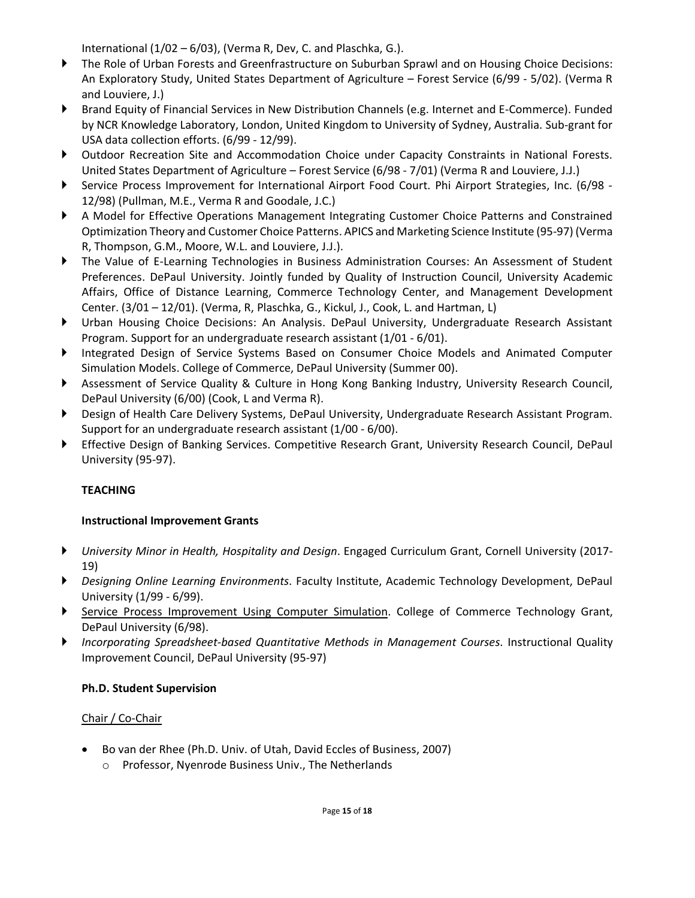International (1/02 – 6/03), (Verma R, Dev, C. and Plaschka, G.).

- The Role of Urban Forests and Greenfrastructure on Suburban Sprawl and on Housing Choice Decisions: An Exploratory Study, United States Department of Agriculture – Forest Service (6/99 - 5/02). (Verma R and Louviere, J.)
- Brand Equity of Financial Services in New Distribution Channels (e.g. Internet and E-Commerce). Funded by NCR Knowledge Laboratory, London, United Kingdom to University of Sydney, Australia. Sub-grant for USA data collection efforts. (6/99 - 12/99).
- Outdoor Recreation Site and Accommodation Choice under Capacity Constraints in National Forests. United States Department of Agriculture – Forest Service (6/98 - 7/01) (Verma R and Louviere, J.J.)
- Service Process Improvement for International Airport Food Court. Phi Airport Strategies, Inc. (6/98 - 12/98) (Pullman, M.E., Verma R and Goodale, J.C.)
- A Model for Effective Operations Management Integrating Customer Choice Patterns and Constrained Optimization Theory and Customer Choice Patterns. APICS and Marketing Science Institute (95-97) (Verma R, Thompson, G.M., Moore, W.L. and Louviere, J.J.).
- The Value of E-Learning Technologies in Business Administration Courses: An Assessment of Student Preferences. DePaul University. Jointly funded by Quality of Instruction Council, University Academic Affairs, Office of Distance Learning, Commerce Technology Center, and Management Development Center. (3/01 – 12/01). (Verma, R, Plaschka, G., Kickul, J., Cook, L. and Hartman, L)
- Urban Housing Choice Decisions: An Analysis. DePaul University, Undergraduate Research Assistant Program. Support for an undergraduate research assistant (1/01 - 6/01).
- Integrated Design of Service Systems Based on Consumer Choice Models and Animated Computer Simulation Models. College of Commerce, DePaul University (Summer 00).
- Assessment of Service Quality & Culture in Hong Kong Banking Industry, University Research Council, DePaul University (6/00) (Cook, L and Verma R).
- Design of Health Care Delivery Systems, DePaul University, Undergraduate Research Assistant Program. Support for an undergraduate research assistant (1/00 - 6/00).
- Effective Design of Banking Services. Competitive Research Grant, University Research Council, DePaul University (95-97).

## TEACHING

### Instructional Improvement Grants

- *University Minor in Health, Hospitality and Design*. Engaged Curriculum Grant, Cornell University (2017-19)
- *Designing Online Learning Environments*. Faculty Institute, Academic Technology Development, DePaul University (1/99 - 6/99).
- Service Process Improvement Using Computer Simulation. College of Commerce Technology Grant, DePaul University (6/98).
- *Incorporating Spreadsheet-based Quantitative Methods in Management Courses*. Instructional Quality Improvement Council, DePaul University (95-97)

### Ph.D. Student Supervision

Chair / Co-Chair

- Bo van der Rhee (Ph.D. Univ. of Utah, David Eccles of Business, 2007)
  - Professor, Nyenrode Business Univ., The Netherlands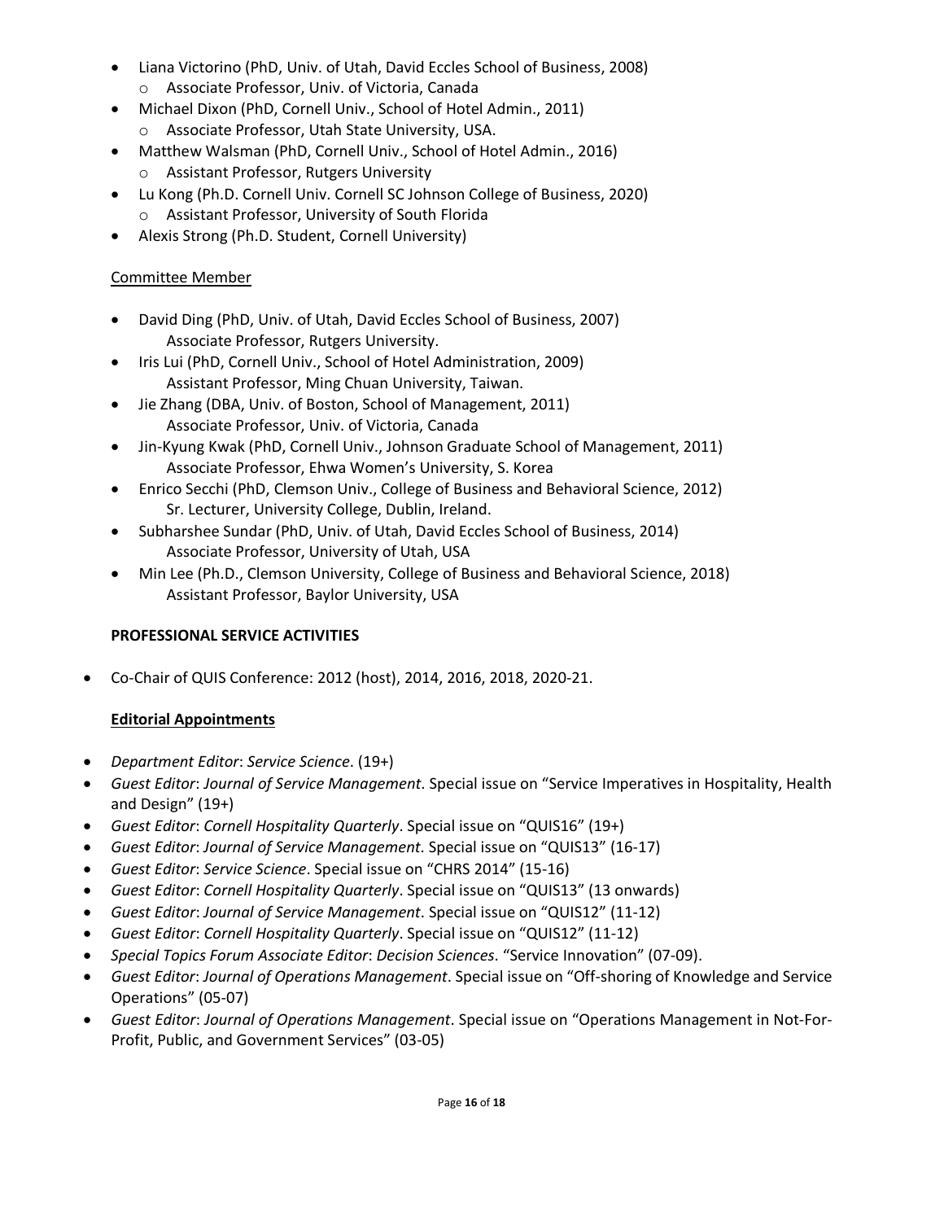- Liana Victorino (PhD, Univ. of Utah, David Eccles School of Business, 2008)
    - Associate Professor, Univ. of Victoria, Canada
- Michael Dixon (PhD, Cornell Univ., School of Hotel Admin., 2011)
    - Associate Professor, Utah State University, USA.
- Matthew Walsman (PhD, Cornell Univ., School of Hotel Admin., 2016)
    - Assistant Professor, Rutgers University
- Lu Kong (Ph.D. Cornell Univ. Cornell SC Johnson College of Business, 2020)
    - Assistant Professor, University of South Florida
- Alexis Strong (Ph.D. Student, Cornell University)

Committee Member

- David Ding (PhD, Univ. of Utah, David Eccles School of Business, 2007)
  Associate Professor, Rutgers University.
- Iris Lui (PhD, Cornell Univ., School of Hotel Administration, 2009)
  Assistant Professor, Ming Chuan University, Taiwan.
- Jie Zhang (DBA, Univ. of Boston, School of Management, 2011)
  Associate Professor, Univ. of Victoria, Canada
- Jin-Kyung Kwak (PhD, Cornell Univ., Johnson Graduate School of Management, 2011)
  Associate Professor, Ehwa Women's University, S. Korea
- Enrico Secchi (PhD, Clemson Univ., College of Business and Behavioral Science, 2012)
  Sr. Lecturer, University College, Dublin, Ireland.
- Subharshee Sundar (PhD, Univ. of Utah, David Eccles School of Business, 2014)
  Associate Professor, University of Utah, USA
- Min Lee (Ph.D., Clemson University, College of Business and Behavioral Science, 2018)
  Assistant Professor, Baylor University, USA

**PROFESSIONAL SERVICE ACTIVITIES**

- Co-Chair of QUIS Conference: 2012 (host), 2014, 2016, 2018, 2020-21.

**Editorial Appointments**

- *Department Editor*: *Service Science*. (19+)
- *Guest Editor*: *Journal of Service Management*. Special issue on "Service Imperatives in Hospitality, Health and Design" (19+)
- *Guest Editor*: *Cornell Hospitality Quarterly*. Special issue on "QUIS16" (19+)
- *Guest Editor*: *Journal of Service Management*. Special issue on "QUIS13" (16-17)
- *Guest Editor*: *Service Science*. Special issue on "CHRS 2014" (15-16)
- *Guest Editor*: *Cornell Hospitality Quarterly*. Special issue on "QUIS13" (13 onwards)
- *Guest Editor*: *Journal of Service Management*. Special issue on "QUIS12" (11-12)
- *Guest Editor*: *Cornell Hospitality Quarterly*. Special issue on "QUIS12" (11-12)
- *Special Topics Forum Associate Editor*: *Decision Sciences*. "Service Innovation" (07-09).
- *Guest Editor*: *Journal of Operations Management*. Special issue on "Off-shoring of Knowledge and Service Operations" (05-07)
- *Guest Editor*: *Journal of Operations Management*. Special issue on "Operations Management in Not-For-Profit, Public, and Government Services" (03-05)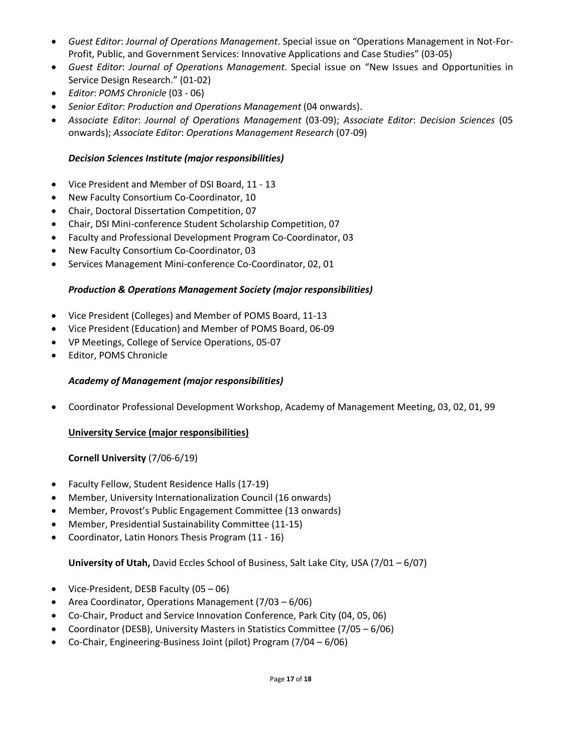- *Guest Editor*: *Journal of Operations Management*. Special issue on "Operations Management in Not-For-Profit, Public, and Government Services: Innovative Applications and Case Studies" (03-05)
- *Guest Editor*: *Journal of Operations Management*. Special issue on "New Issues and Opportunities in Service Design Research." (01-02)
- *Editor*: *POMS Chronicle* (03 - 06)
- *Senior Editor*: *Production and Operations Management* (04 onwards).
- *Associate Editor*: *Journal of Operations Management* (03-09); *Associate Editor*: *Decision Sciences* (05 onwards); *Associate Editor*: *Operations Management Research* (07-09)

### *Decision Sciences Institute (major responsibilities)*

- Vice President and Member of DSI Board, 11 - 13
- New Faculty Consortium Co-Coordinator, 10
- Chair, Doctoral Dissertation Competition, 07
- Chair, DSI Mini-conference Student Scholarship Competition, 07
- Faculty and Professional Development Program Co-Coordinator, 03
- New Faculty Consortium Co-Coordinator, 03
- Services Management Mini-conference Co-Coordinator, 02, 01

### *Production & Operations Management Society (major responsibilities)*

- Vice President (Colleges) and Member of POMS Board, 11-13
- Vice President (Education) and Member of POMS Board, 06-09
- VP Meetings, College of Service Operations, 05-07
- Editor, POMS Chronicle

### *Academy of Management (major responsibilities)*

- Coordinator Professional Development Workshop, Academy of Management Meeting, 03, 02, 01, 99

## University Service (major responsibilities)

**Cornell University** (7/06-6/19)

- Faculty Fellow, Student Residence Halls (17-19)
- Member, University Internationalization Council (16 onwards)
- Member, Provost's Public Engagement Committee (13 onwards)
- Member, Presidential Sustainability Committee (11-15)
- Coordinator, Latin Honors Thesis Program (11 - 16)

**University of Utah,** David Eccles School of Business, Salt Lake City, USA (7/01 – 6/07)

- Vice-President, DESB Faculty (05 – 06)
- Area Coordinator, Operations Management (7/03 – 6/06)
- Co-Chair, Product and Service Innovation Conference, Park City (04, 05, 06)
- Coordinator (DESB), University Masters in Statistics Committee (7/05 – 6/06)
- Co-Chair, Engineering-Business Joint (pilot) Program (7/04 – 6/06)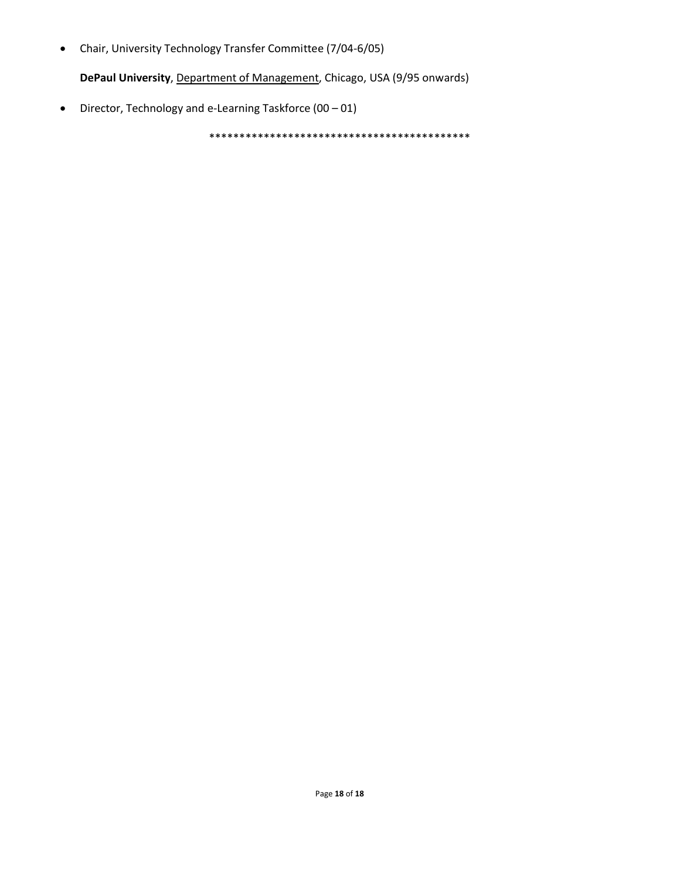- Chair, University Technology Transfer Committee (7/04-6/05)

**DePaul University**, Department of Management, Chicago, USA (9/95 onwards)

- Director, Technology and e-Learning Taskforce (00 – 01)

*******************************************